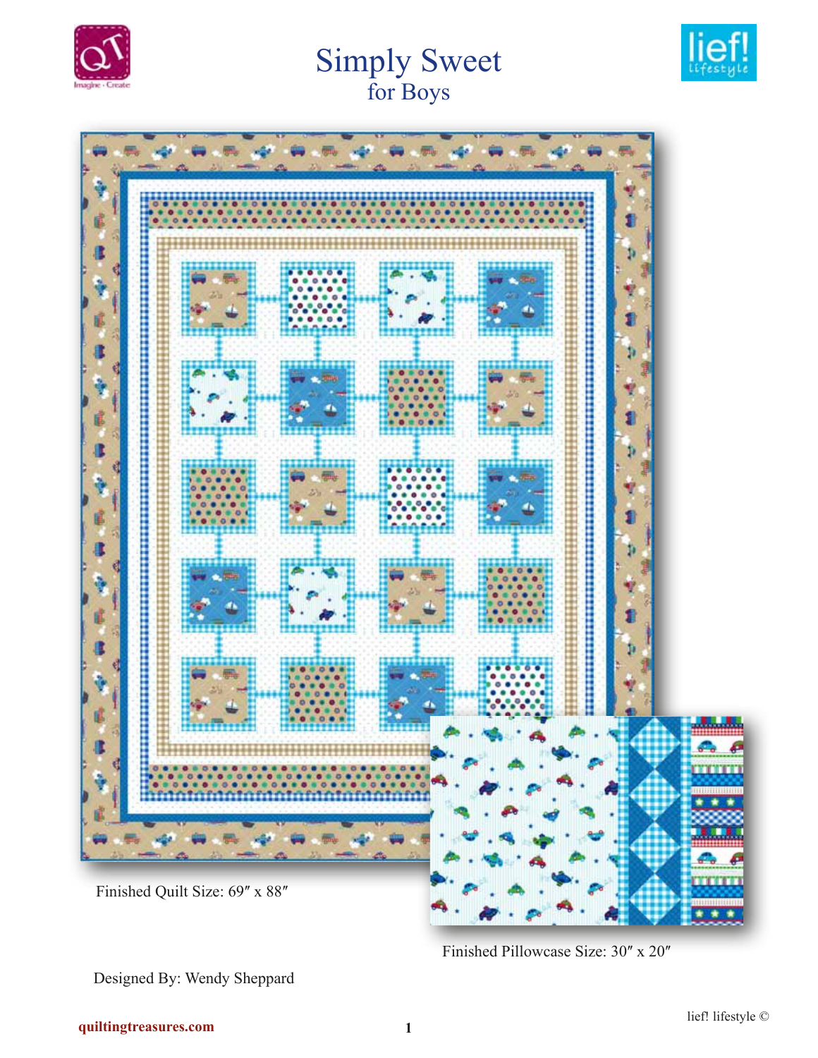# Simply Sweet
## for Boys

Finished Quilt Size: 69″ x 88″

Finished Pillowcase Size: 30″ x 20″

Designed By: Wendy Sheppard

quiltingtreasures.com

lief! lifestyle ©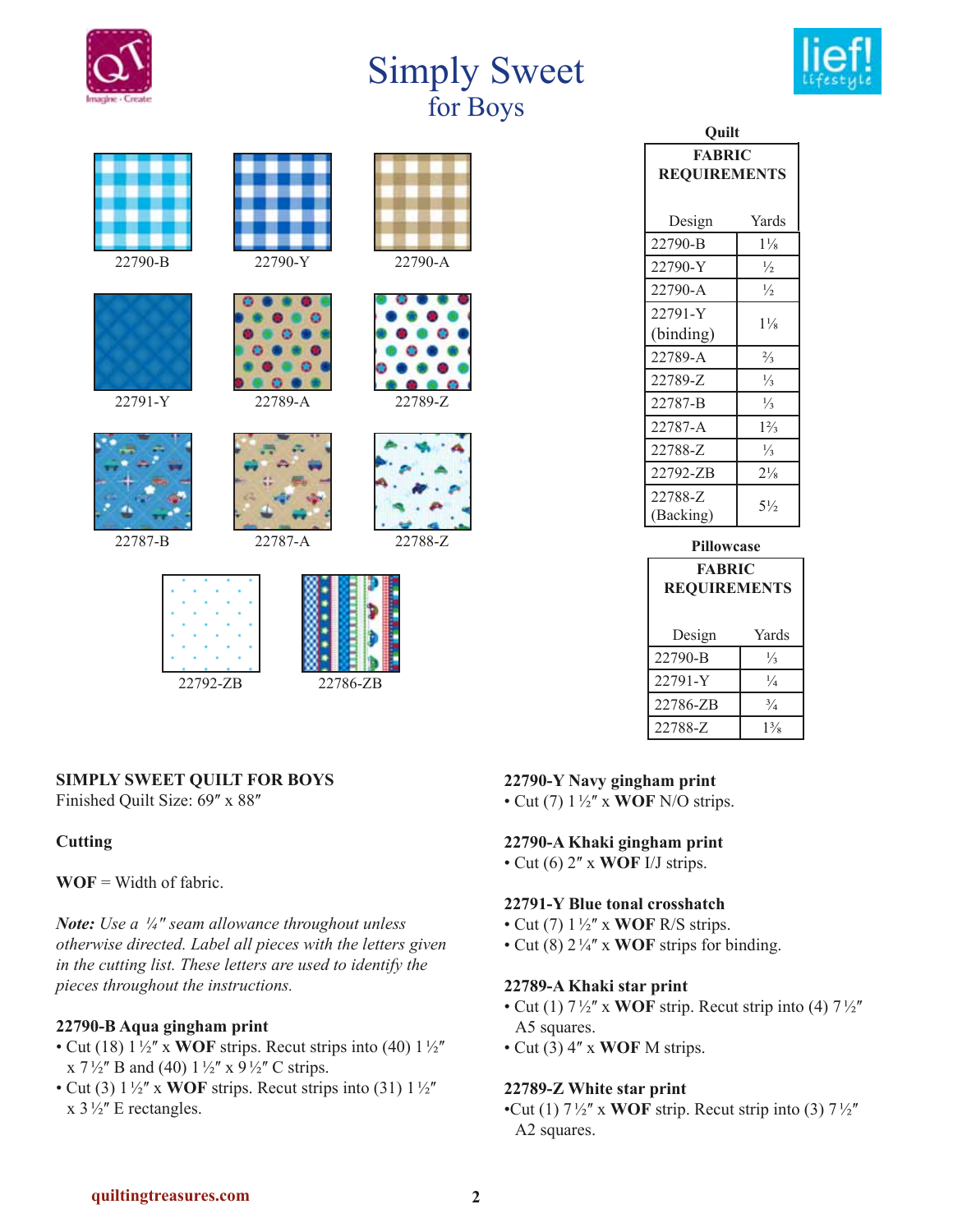# Simply Sweet
## for Boys

22790-B

22790-Y

22790-A

22791-Y

22789-A

22789-Z

22787-B

22787-A

22788-Z

22792-ZB

22786-ZB

**Quilt**

| FABRIC REQUIREMENTS | |
|---|---|
| Design | Yards |
| 22790-B | 1⅛ |
| 22790-Y | ½ |
| 22790-A | ½ |
| 22791-Y (binding) | 1⅛ |
| 22789-A | ⅔ |
| 22789-Z | ⅓ |
| 22787-B | ⅓ |
| 22787-A | 1⅔ |
| 22788-Z | ⅓ |
| 22792-ZB | 2⅛ |
| 22788-Z (Backing) | 5½ |

**Pillowcase**

| FABRIC REQUIREMENTS | |
|---|---|
| Design | Yards |
| 22790-B | ⅓ |
| 22791-Y | ¼ |
| 22786-ZB | ¾ |
| 22788-Z | 1⅜ |

**SIMPLY SWEET QUILT FOR BOYS**
Finished Quilt Size: 69″ x 88″

**Cutting**

**WOF** = Width of fabric.

***Note:*** *Use a ¼″ seam allowance throughout unless otherwise directed. Label all pieces with the letters given in the cutting list. These letters are used to identify the pieces throughout the instructions.*

**22790-B Aqua gingham print**
- Cut (18) 1½″ x **WOF** strips. Recut strips into (40) 1½″ x 7½″ B and (40) 1½″ x 9½″ C strips.
- Cut (3) 1½″ x **WOF** strips. Recut strips into (31) 1½″ x 3½″ E rectangles.

**22790-Y Navy gingham print**
- Cut (7) 1½″ x **WOF** N/O strips.

**22790-A Khaki gingham print**
- Cut (6) 2″ x **WOF** I/J strips.

**22791-Y Blue tonal crosshatch**
- Cut (7) 1½″ x **WOF** R/S strips.
- Cut (8) 2¼″ x **WOF** strips for binding.

**22789-A Khaki star print**
- Cut (1) 7½″ x **WOF** strip. Recut strip into (4) 7½″ A5 squares.
- Cut (3) 4″ x **WOF** M strips.

**22789-Z White star print**
- Cut (1) 7½″ x **WOF** strip. Recut strip into (3) 7½″ A2 squares.

quiltingtreasures.com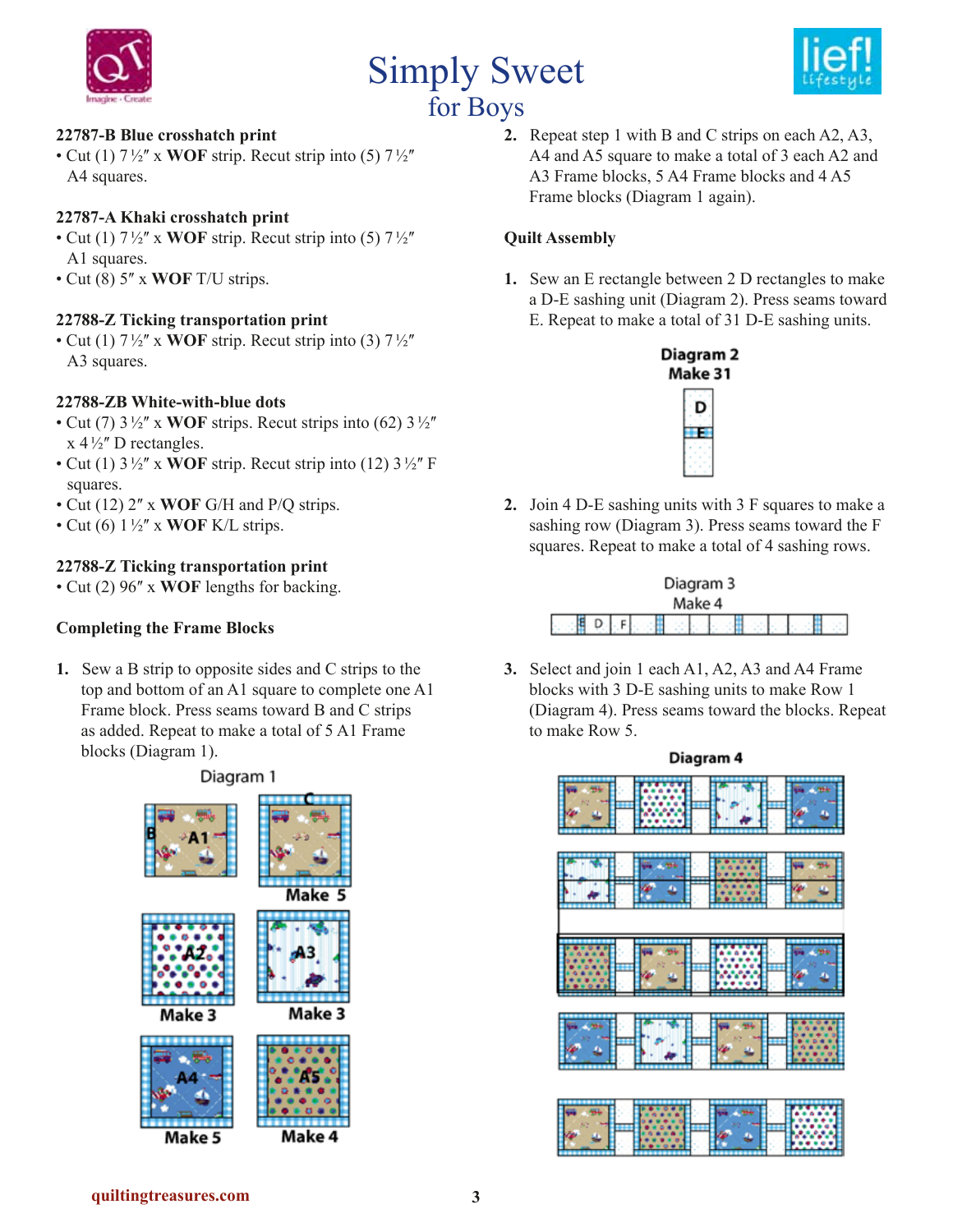# Simply Sweet
## for Boys

**22787-B Blue crosshatch print**
- Cut (1) 7½″ x **WOF** strip. Recut strip into (5) 7½″ A4 squares.

**22787-A Khaki crosshatch print**
- Cut (1) 7½″ x **WOF** strip. Recut strip into (5) 7½″ A1 squares.
- Cut (8) 5″ x **WOF** T/U strips.

**22788-Z Ticking transportation print**
- Cut (1) 7½″ x **WOF** strip. Recut strip into (3) 7½″ A3 squares.

**22788-ZB White-with-blue dots**
- Cut (7) 3½″ x **WOF** strips. Recut strips into (62) 3½″ x 4½″ D rectangles.
- Cut (1) 3½″ x **WOF** strip. Recut strip into (12) 3½″ F squares.
- Cut (12) 2″ x **WOF** G/H and P/Q strips.
- Cut (6) 1½″ x **WOF** K/L strips.

**22788-Z Ticking transportation print**
- Cut (2) 96″ x **WOF** lengths for backing.

**Completing the Frame Blocks**

1. Sew a B strip to opposite sides and C strips to the top and bottom of an A1 square to complete one A1 Frame block. Press seams toward B and C strips as added. Repeat to make a total of 5 A1 Frame blocks (Diagram 1).

Diagram 1

2. Repeat step 1 with B and C strips on each A2, A3, A4 and A5 square to make a total of 3 each A2 and A3 Frame blocks, 5 A4 Frame blocks and 4 A5 Frame blocks (Diagram 1 again).

**Quilt Assembly**

1. Sew an E rectangle between 2 D rectangles to make a D-E sashing unit (Diagram 2). Press seams toward E. Repeat to make a total of 31 D-E sashing units.

Diagram 2
Make 31

2. Join 4 D-E sashing units with 3 F squares to make a sashing row (Diagram 3). Press seams toward the F squares. Repeat to make a total of 4 sashing rows.

Diagram 3
Make 4

3. Select and join 1 each A1, A2, A3 and A4 Frame blocks with 3 D-E sashing units to make Row 1 (Diagram 4). Press seams toward the blocks. Repeat to make Row 5.

Diagram 4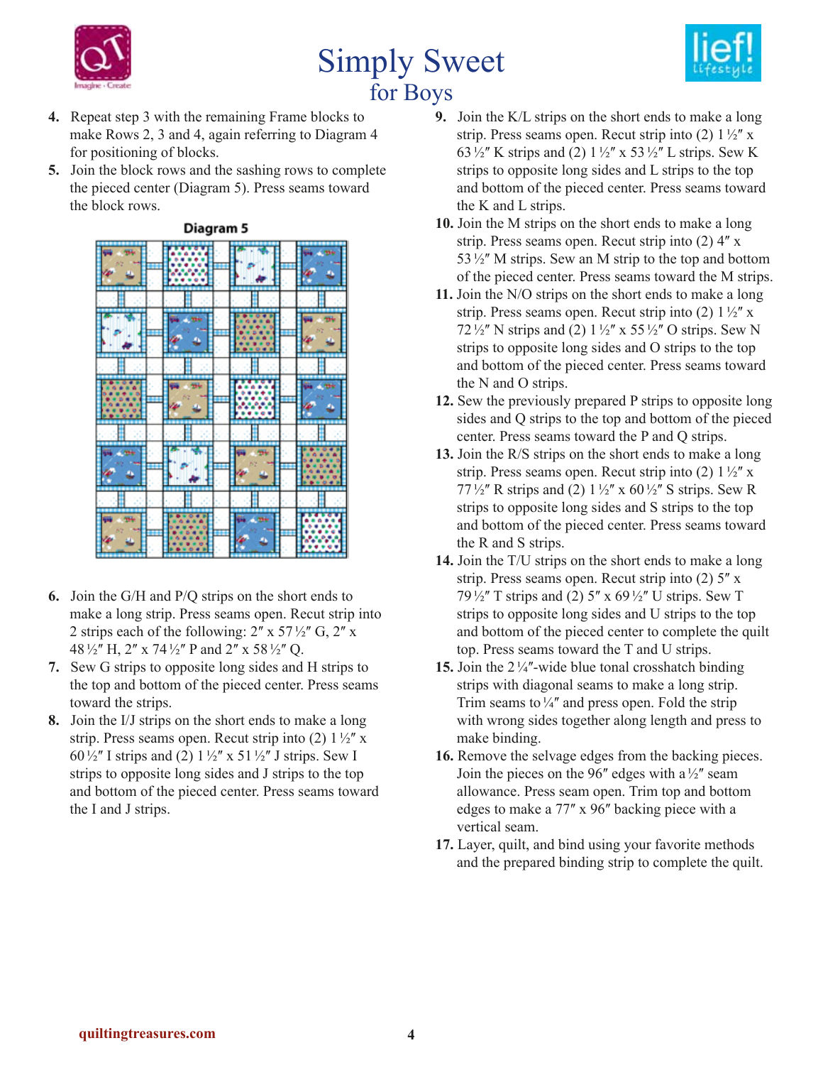4. Repeat step 3 with the remaining Frame blocks to make Rows 2, 3 and 4, again referring to Diagram 4 for positioning of blocks.
5. Join the block rows and the sashing rows to complete the pieced center (Diagram 5). Press seams toward the block rows.

**Diagram 5**

6. Join the G/H and P/Q strips on the short ends to make a long strip. Press seams open. Recut strip into 2 strips each of the following: 2″ x 57 ½″ G, 2″ x 48 ½″ H, 2″ x 74 ½″ P and 2″ x 58 ½″ Q.
7. Sew G strips to opposite long sides and H strips to the top and bottom of the pieced center. Press seams toward the strips.
8. Join the I/J strips on the short ends to make a long strip. Press seams open. Recut strip into (2) 1 ½″ x 60 ½″ I strips and (2) 1 ½″ x 51 ½″ J strips. Sew I strips to opposite long sides and J strips to the top and bottom of the pieced center. Press seams toward the I and J strips.
9. Join the K/L strips on the short ends to make a long strip. Press seams open. Recut strip into (2) 1 ½″ x 63 ½″ K strips and (2) 1 ½″ x 53 ½″ L strips. Sew K strips to opposite long sides and L strips to the top and bottom of the pieced center. Press seams toward the K and L strips.
10. Join the M strips on the short ends to make a long strip. Press seams open. Recut strip into (2) 4″ x 53 ½″ M strips. Sew an M strip to the top and bottom of the pieced center. Press seams toward the M strips.
11. Join the N/O strips on the short ends to make a long strip. Press seams open. Recut strip into (2) 1 ½″ x 72 ½″ N strips and (2) 1 ½″ x 55 ½″ O strips. Sew N strips to opposite long sides and O strips to the top and bottom of the pieced center. Press seams toward the N and O strips.
12. Sew the previously prepared P strips to opposite long sides and Q strips to the top and bottom of the pieced center. Press seams toward the P and Q strips.
13. Join the R/S strips on the short ends to make a long strip. Press seams open. Recut strip into (2) 1 ½″ x 77 ½″ R strips and (2) 1 ½″ x 60 ½″ S strips. Sew R strips to opposite long sides and S strips to the top and bottom of the pieced center. Press seams toward the R and S strips.
14. Join the T/U strips on the short ends to make a long strip. Press seams open. Recut strip into (2) 5″ x 79 ½″ T strips and (2) 5″ x 69 ½″ U strips. Sew T strips to opposite long sides and U strips to the top and bottom of the pieced center to complete the quilt top. Press seams toward the T and U strips.
15. Join the 2 ¼″-wide blue tonal crosshatch binding strips with diagonal seams to make a long strip. Trim seams to ¼″ and press open. Fold the strip with wrong sides together along length and press to make binding.
16. Remove the selvage edges from the backing pieces. Join the pieces on the 96″ edges with a ½″ seam allowance. Press seam open. Trim top and bottom edges to make a 77″ x 96″ backing piece with a vertical seam.
17. Layer, quilt, and bind using your favorite methods and the prepared binding strip to complete the quilt.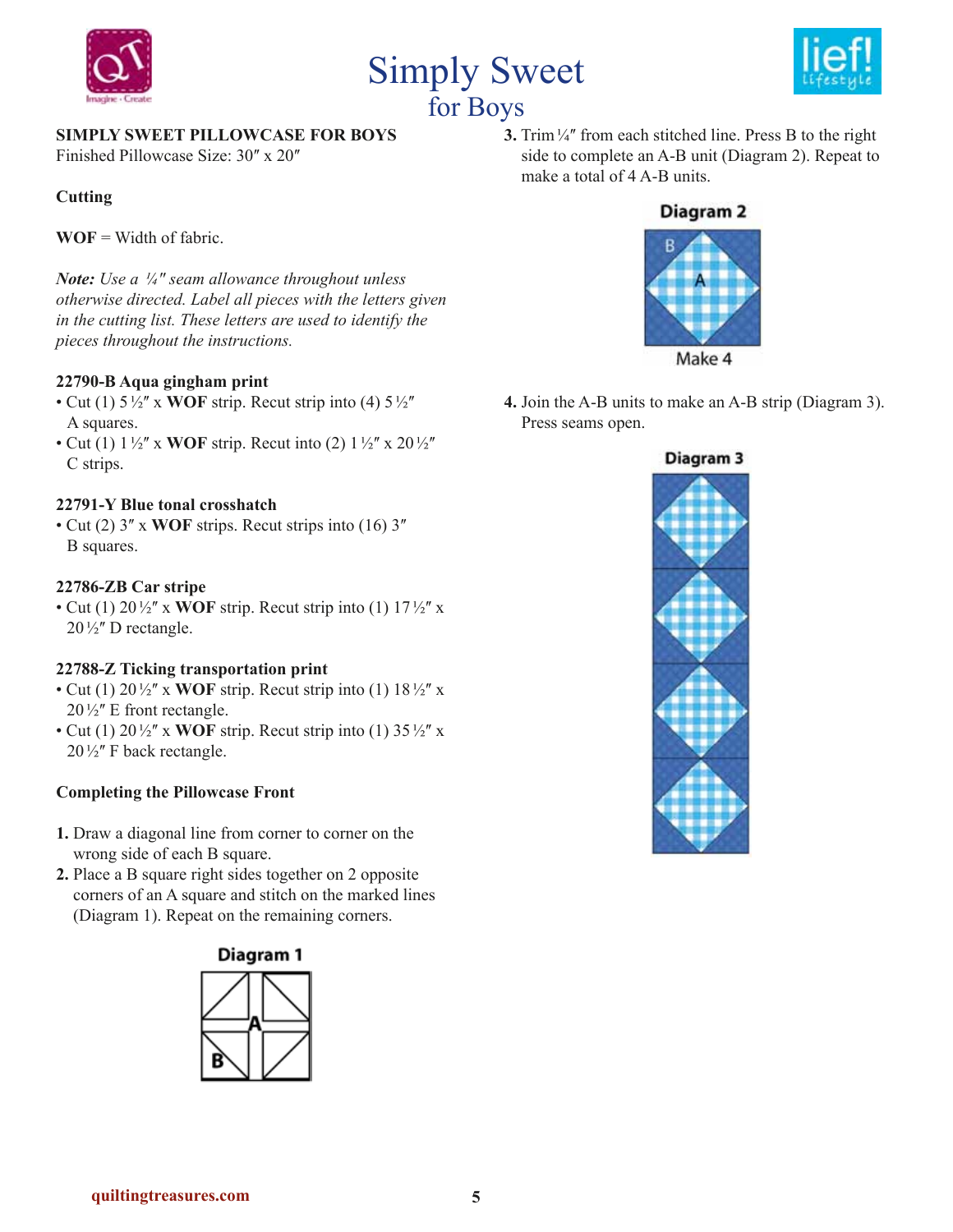# Simply Sweet for Boys

## SIMPLY SWEET PILLOWCASE FOR BOYS

Finished Pillowcase Size: 30″ x 20″

### Cutting

**WOF** = Width of fabric.

***Note:*** *Use a ¼″ seam allowance throughout unless otherwise directed. Label all pieces with the letters given in the cutting list. These letters are used to identify the pieces throughout the instructions.*

**22790-B Aqua gingham print**

- Cut (1) 5½″ x **WOF** strip. Recut strip into (4) 5½″ A squares.
- Cut (1) 1½″ x **WOF** strip. Recut into (2) 1½″ x 20½″ C strips.

**22791-Y Blue tonal crosshatch**

- Cut (2) 3″ x **WOF** strips. Recut strips into (16) 3″ B squares.

**22786-ZB Car stripe**

- Cut (1) 20½″ x **WOF** strip. Recut strip into (1) 17½″ x 20½″ D rectangle.

**22788-Z Ticking transportation print**

- Cut (1) 20½″ x **WOF** strip. Recut strip into (1) 18½″ x 20½″ E front rectangle.
- Cut (1) 20½″ x **WOF** strip. Recut strip into (1) 35½″ x 20½″ F back rectangle.

### Completing the Pillowcase Front

1. Draw a diagonal line from corner to corner on the wrong side of each B square.
2. Place a B square right sides together on 2 opposite corners of an A square and stitch on the marked lines (Diagram 1). Repeat on the remaining corners.

Diagram 1

3. Trim ¼″ from each stitched line. Press B to the right side to complete an A-B unit (Diagram 2). Repeat to make a total of 4 A-B units.

Diagram 2

Make 4

4. Join the A-B units to make an A-B strip (Diagram 3). Press seams open.

Diagram 3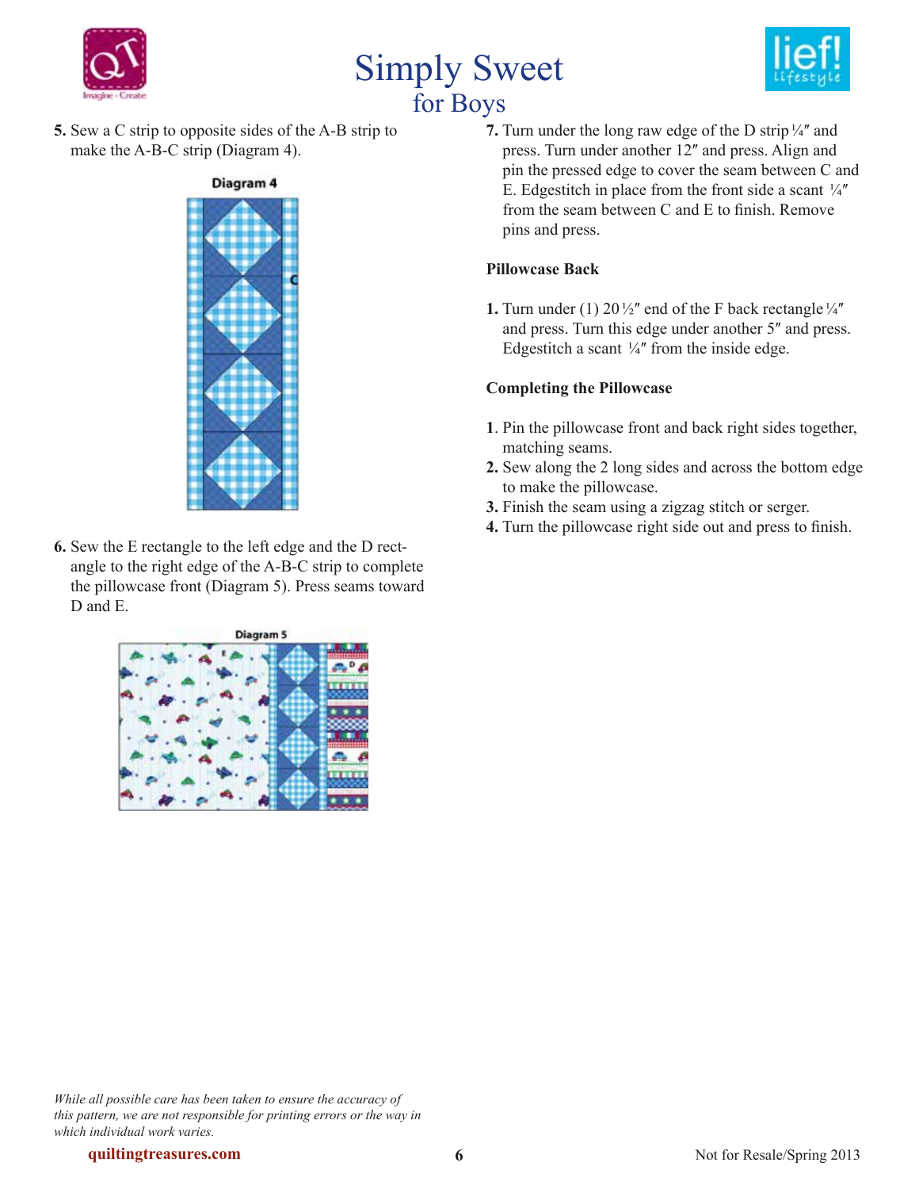5. Sew a C strip to opposite sides of the A-B strip to make the A-B-C strip (Diagram 4).

Diagram 4

C

6. Sew the E rectangle to the left edge and the D rectangle to the right edge of the A-B-C strip to complete the pillowcase front (Diagram 5). Press seams toward D and E.

Diagram 5

E

D

7. Turn under the long raw edge of the D strip ¼″ and press. Turn under another 12″ and press. Align and pin the pressed edge to cover the seam between C and E. Edgestitch in place from the front side a scant ¼″ from the seam between C and E to finish. Remove pins and press.

**Pillowcase Back**

1. Turn under (1) 20½″ end of the F back rectangle ¼″ and press. Turn this edge under another 5″ and press. Edgestitch a scant ¼″ from the inside edge.

**Completing the Pillowcase**

1. Pin the pillowcase front and back right sides together, matching seams.
2. Sew along the 2 long sides and across the bottom edge to make the pillowcase.
3. Finish the seam using a zigzag stitch or serger.
4. Turn the pillowcase right side out and press to finish.

*While all possible care has been taken to ensure the accuracy of this pattern, we are not responsible for printing errors or the way in which individual work varies.*